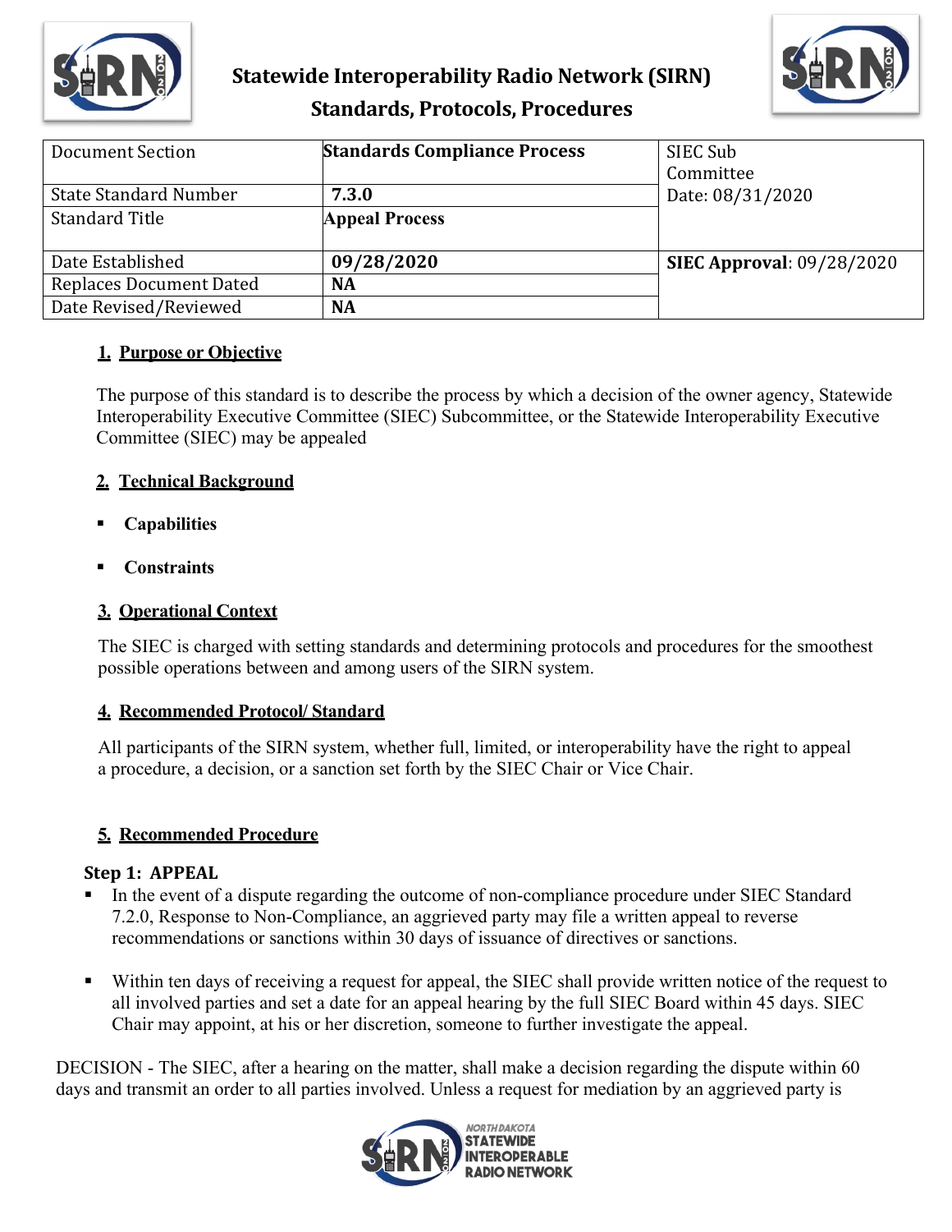# Statewide Interoperability Radio Network (SIRN)
## Standards, Protocols, Procedures

| Document Section | Standards Compliance Process | SIEC Sub Committee Date: 08/31/2020 |
|---|---|---|
| State Standard Number | 7.3.0 | |
| Standard Title | Appeal Process | |
| Date Established | 09/28/2020 | **SIEC Approval**: 09/28/2020 |
| Replaces Document Dated | NA | |
| Date Revised/Reviewed | NA | |

### 1. Purpose or Objective

The purpose of this standard is to describe the process by which a decision of the owner agency, Statewide Interoperability Executive Committee (SIEC) Subcommittee, or the Statewide Interoperability Executive Committee (SIEC) may be appealed

### 2. Technical Background

- **Capabilities**
- **Constraints**

### 3. Operational Context

The SIEC is charged with setting standards and determining protocols and procedures for the smoothest possible operations between and among users of the SIRN system.

### 4. Recommended Protocol/ Standard

All participants of the SIRN system, whether full, limited, or interoperability have the right to appeal a procedure, a decision, or a sanction set forth by the SIEC Chair or Vice Chair.

### 5. Recommended Procedure

**Step 1: APPEAL**

- In the event of a dispute regarding the outcome of non-compliance procedure under SIEC Standard 7.2.0, Response to Non-Compliance, an aggrieved party may file a written appeal to reverse recommendations or sanctions within 30 days of issuance of directives or sanctions.
- Within ten days of receiving a request for appeal, the SIEC shall provide written notice of the request to all involved parties and set a date for an appeal hearing by the full SIEC Board within 45 days. SIEC Chair may appoint, at his or her discretion, someone to further investigate the appeal.

DECISION - The SIEC, after a hearing on the matter, shall make a decision regarding the dispute within 60 days and transmit an order to all parties involved. Unless a request for mediation by an aggrieved party is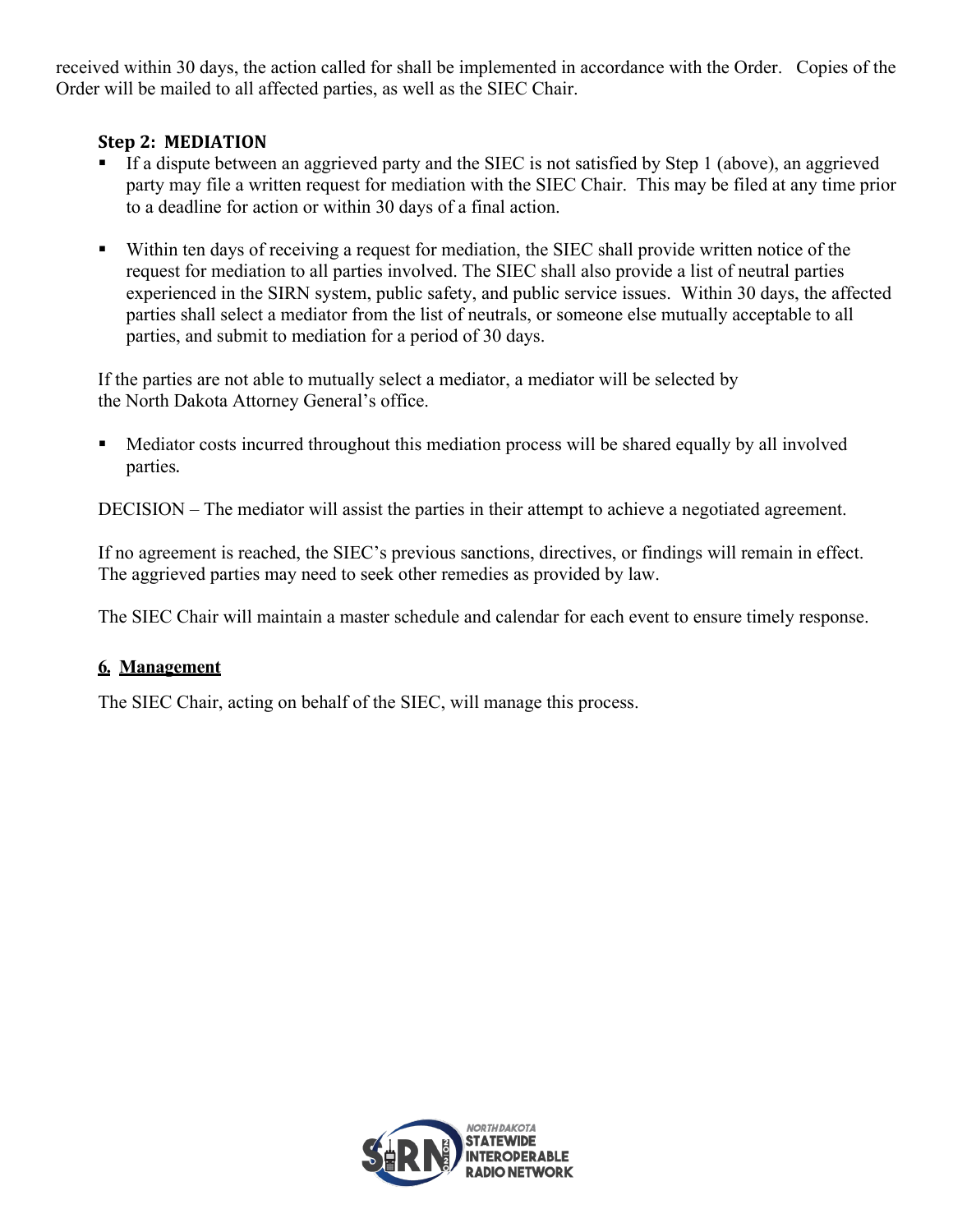received within 30 days, the action called for shall be implemented in accordance with the Order. Copies of the Order will be mailed to all affected parties, as well as the SIEC Chair.

### Step 2: MEDIATION

- If a dispute between an aggrieved party and the SIEC is not satisfied by Step 1 (above), an aggrieved party may file a written request for mediation with the SIEC Chair. This may be filed at any time prior to a deadline for action or within 30 days of a final action.

- Within ten days of receiving a request for mediation, the SIEC shall provide written notice of the request for mediation to all parties involved. The SIEC shall also provide a list of neutral parties experienced in the SIRN system, public safety, and public service issues. Within 30 days, the affected parties shall select a mediator from the list of neutrals, or someone else mutually acceptable to all parties, and submit to mediation for a period of 30 days.

If the parties are not able to mutually select a mediator, a mediator will be selected by the North Dakota Attorney General's office.

- Mediator costs incurred throughout this mediation process will be shared equally by all involved parties.

DECISION – The mediator will assist the parties in their attempt to achieve a negotiated agreement.

If no agreement is reached, the SIEC's previous sanctions, directives, or findings will remain in effect. The aggrieved parties may need to seek other remedies as provided by law.

The SIEC Chair will maintain a master schedule and calendar for each event to ensure timely response.

## 6. Management

The SIEC Chair, acting on behalf of the SIEC, will manage this process.